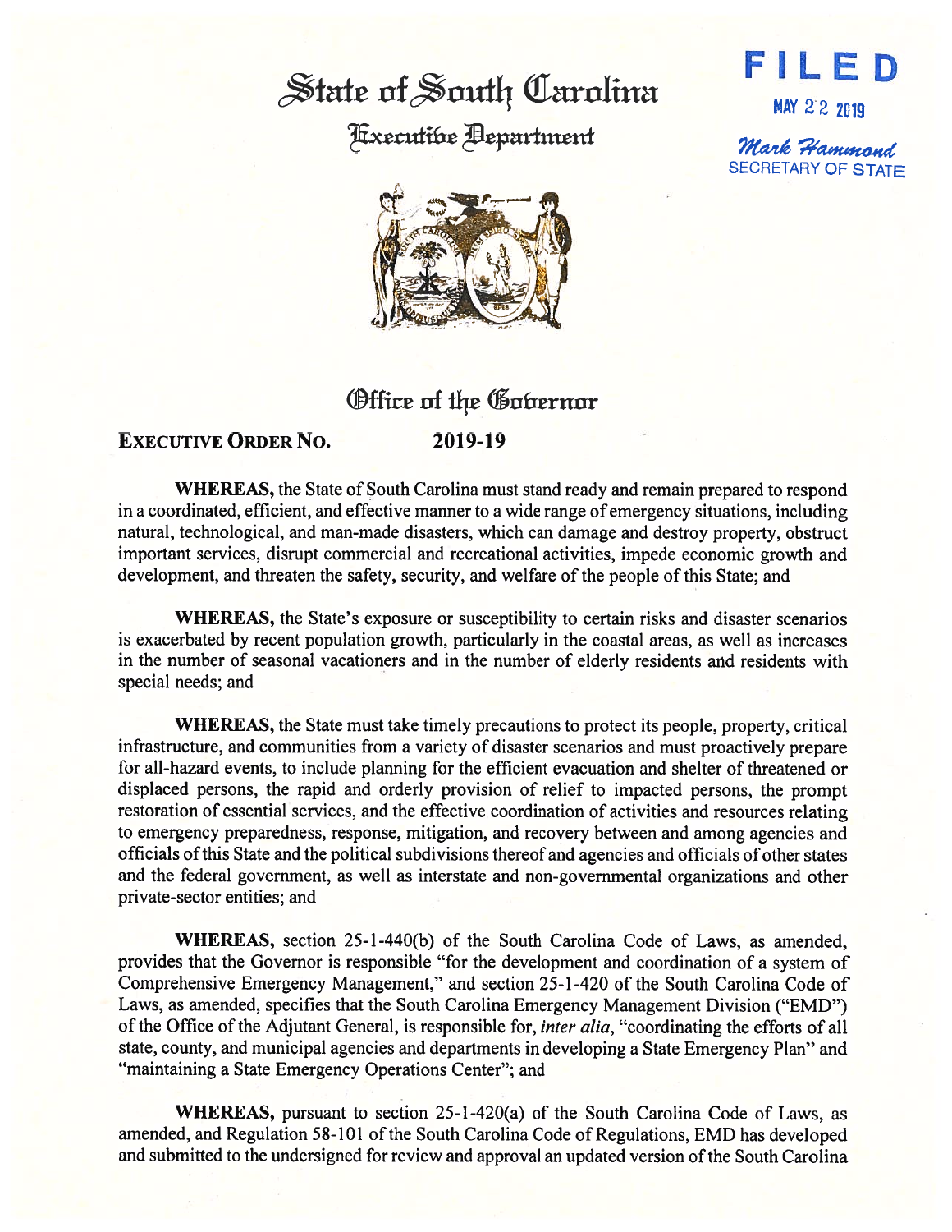# State of South Carolina

## Executive Department

FILED

MAY 22 2019

Mark Hammond
SECRETARY OF STATE

## Office of the Governor

**EXECUTIVE ORDER NO. 2019-19**

**WHEREAS,** the State of South Carolina must stand ready and remain prepared to respond in a coordinated, efficient, and effective manner to a wide range of emergency situations, including natural, technological, and man-made disasters, which can damage and destroy property, obstruct important services, disrupt commercial and recreational activities, impede economic growth and development, and threaten the safety, security, and welfare of the people of this State; and

**WHEREAS,** the State's exposure or susceptibility to certain risks and disaster scenarios is exacerbated by recent population growth, particularly in the coastal areas, as well as increases in the number of seasonal vacationers and in the number of elderly residents and residents with special needs; and

**WHEREAS,** the State must take timely precautions to protect its people, property, critical infrastructure, and communities from a variety of disaster scenarios and must proactively prepare for all-hazard events, to include planning for the efficient evacuation and shelter of threatened or displaced persons, the rapid and orderly provision of relief to impacted persons, the prompt restoration of essential services, and the effective coordination of activities and resources relating to emergency preparedness, response, mitigation, and recovery between and among agencies and officials of this State and the political subdivisions thereof and agencies and officials of other states and the federal government, as well as interstate and non-governmental organizations and other private-sector entities; and

**WHEREAS,** section 25-1-440(b) of the South Carolina Code of Laws, as amended, provides that the Governor is responsible "for the development and coordination of a system of Comprehensive Emergency Management," and section 25-1-420 of the South Carolina Code of Laws, as amended, specifies that the South Carolina Emergency Management Division ("EMD") of the Office of the Adjutant General, is responsible for, *inter alia*, "coordinating the efforts of all state, county, and municipal agencies and departments in developing a State Emergency Plan" and "maintaining a State Emergency Operations Center"; and

**WHEREAS,** pursuant to section 25-1-420(a) of the South Carolina Code of Laws, as amended, and Regulation 58-101 of the South Carolina Code of Regulations, EMD has developed and submitted to the undersigned for review and approval an updated version of the South Carolina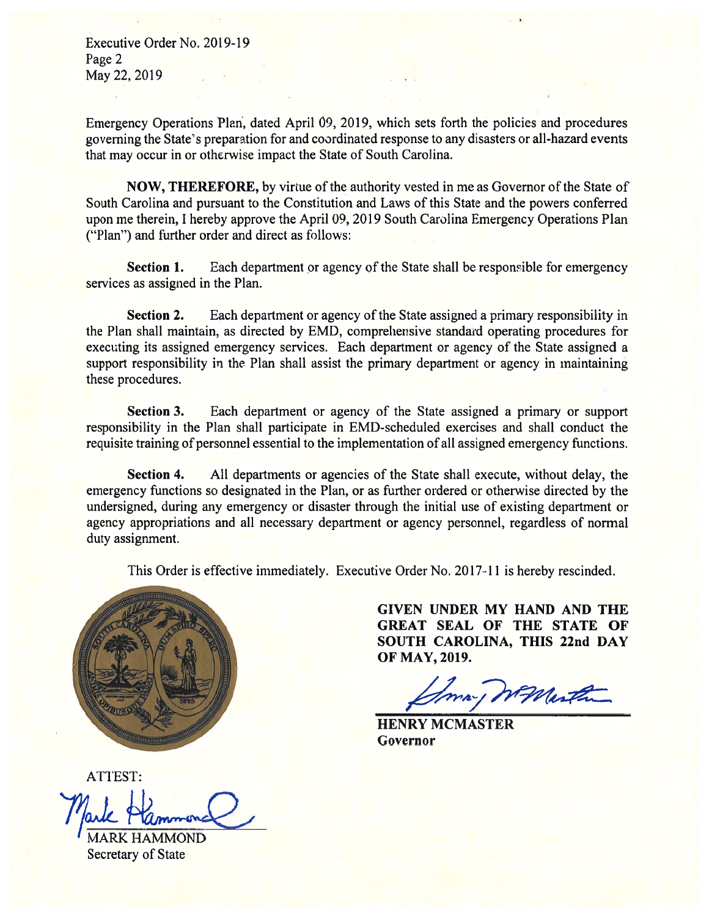Emergency Operations Plan, dated April 09, 2019, which sets forth the policies and procedures governing the State's preparation for and coordinated response to any disasters or all-hazard events that may occur in or otherwise impact the State of South Carolina.

**NOW, THEREFORE,** by virtue of the authority vested in me as Governor of the State of South Carolina and pursuant to the Constitution and Laws of this State and the powers conferred upon me therein, I hereby approve the April 09, 2019 South Carolina Emergency Operations Plan ("Plan") and further order and direct as follows:

**Section 1.** Each department or agency of the State shall be responsible for emergency services as assigned in the Plan.

**Section 2.** Each department or agency of the State assigned a primary responsibility in the Plan shall maintain, as directed by EMD, comprehensive standard operating procedures for executing its assigned emergency services. Each department or agency of the State assigned a support responsibility in the Plan shall assist the primary department or agency in maintaining these procedures.

**Section 3.** Each department or agency of the State assigned a primary or support responsibility in the Plan shall participate in EMD-scheduled exercises and shall conduct the requisite training of personnel essential to the implementation of all assigned emergency functions.

**Section 4.** All departments or agencies of the State shall execute, without delay, the emergency functions so designated in the Plan, or as further ordered or otherwise directed by the undersigned, during any emergency or disaster through the initial use of existing department or agency appropriations and all necessary department or agency personnel, regardless of normal duty assignment.

This Order is effective immediately. Executive Order No. 2017-11 is hereby rescinded.

**GIVEN UNDER MY HAND AND THE GREAT SEAL OF THE STATE OF SOUTH CAROLINA, THIS 22nd DAY OF MAY, 2019.**

**HENRY MCMASTER**
**Governor**

ATTEST:

MARK HAMMOND
Secretary of State